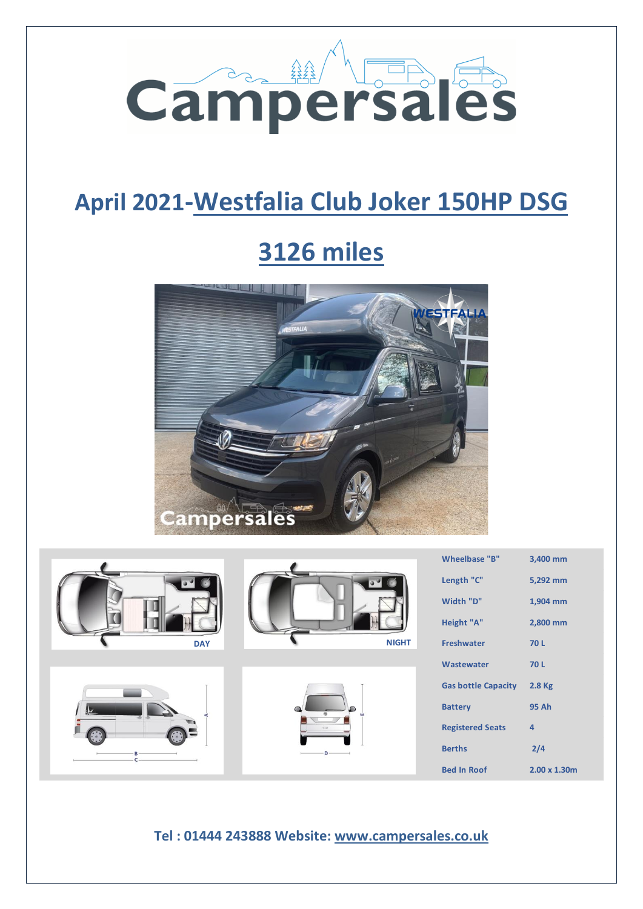# April 2021-Westfalia Club Joker 150HP DSG

# 3126 miles

| Specification | Value |
|---|---|
| Wheelbase "B" | 3,400 mm |
| Length "C" | 5,292 mm |
| Width "D" | 1,904 mm |
| Height "A" | 2,800 mm |
| Freshwater | 70 L |
| Wastewater | 70 L |
| Gas bottle Capacity | 2.8 Kg |
| Battery | 95 Ah |
| Registered Seats | 4 |
| Berths | 2/4 |
| Bed In Roof | 2.00 x 1.30m |

**Tel : 01444 243888 Website: www.campersales.co.uk**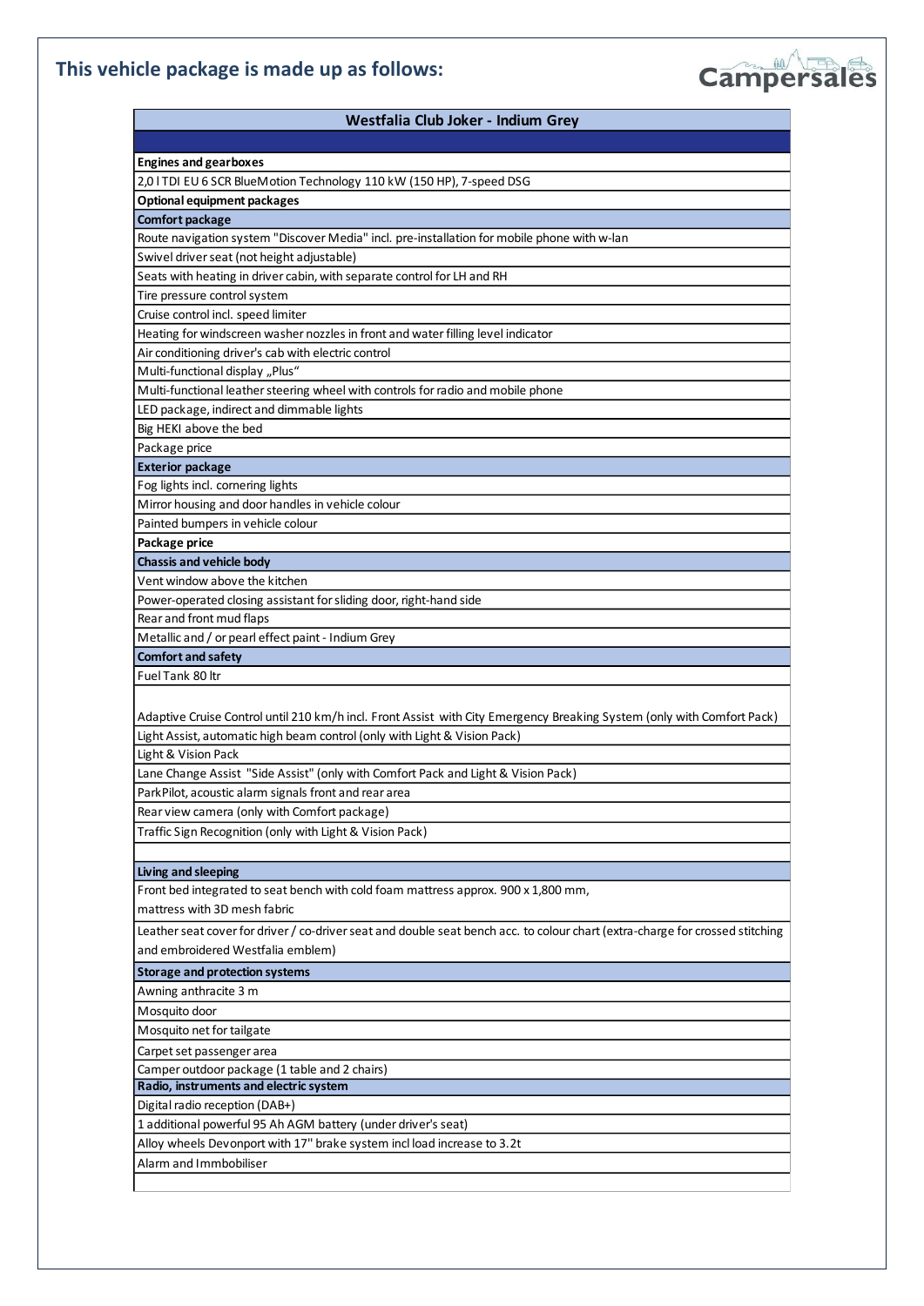## This vehicle package is made up as follows:

| Westfalia Club Joker - Indium Grey |
|---|
| |
| **Engines and gearboxes** |
| 2,0 l TDI EU 6 SCR BlueMotion Technology 110 kW (150 HP), 7-speed DSG |
| **Optional equipment packages** |
| **Comfort package** |
| Route navigation system "Discover Media" incl. pre-installation for mobile phone with w-lan |
| Swivel driver seat (not height adjustable) |
| Seats with heating in driver cabin, with separate control for LH and RH |
| Tire pressure control system |
| Cruise control incl. speed limiter |
| Heating for windscreen washer nozzles in front and water filling level indicator |
| Air conditioning driver's cab with electric control |
| Multi-functional display „Plus" |
| Multi-functional leather steering wheel with controls for radio and mobile phone |
| LED package, indirect and dimmable lights |
| Big HEKI above the bed |
| Package price |
| **Exterior package** |
| Fog lights incl. cornering lights |
| Mirror housing and door handles in vehicle colour |
| Painted bumpers in vehicle colour |
| **Package price** |
| **Chassis and vehicle body** |
| Vent window above the kitchen |
| Power-operated closing assistant for sliding door, right-hand side |
| Rear and front mud flaps |
| Metallic and / or pearl effect paint - Indium Grey |
| **Comfort and safety** |
| Fuel Tank 80 ltr |
| Adaptive Cruise Control until 210 km/h incl. Front Assist with City Emergency Breaking System (only with Comfort Pack) |
| Light Assist, automatic high beam control (only with Light & Vision Pack) |
| Light & Vision Pack |
| Lane Change Assist "Side Assist" (only with Comfort Pack and Light & Vision Pack) |
| ParkPilot, acoustic alarm signals front and rear area |
| Rear view camera (only with Comfort package) |
| Traffic Sign Recognition (only with Light & Vision Pack) |
| |
| **Living and sleeping** |
| Front bed integrated to seat bench with cold foam mattress approx. 900 x 1,800 mm, mattress with 3D mesh fabric |
| Leather seat cover for driver / co-driver seat and double seat bench acc. to colour chart (extra-charge for crossed stitching and embroidered Westfalia emblem) |
| **Storage and protection systems** |
| Awning anthracite 3 m |
| Mosquito door |
| Mosquito net for tailgate |
| Carpet set passenger area |
| Camper outdoor package (1 table and 2 chairs) |
| **Radio, instruments and electric system** |
| Digital radio reception (DAB+) |
| 1 additional powerful 95 Ah AGM battery (under driver's seat) |
| Alloy wheels Devonport with 17" brake system incl load increase to 3.2t |
| Alarm and Immbobiliser |
| |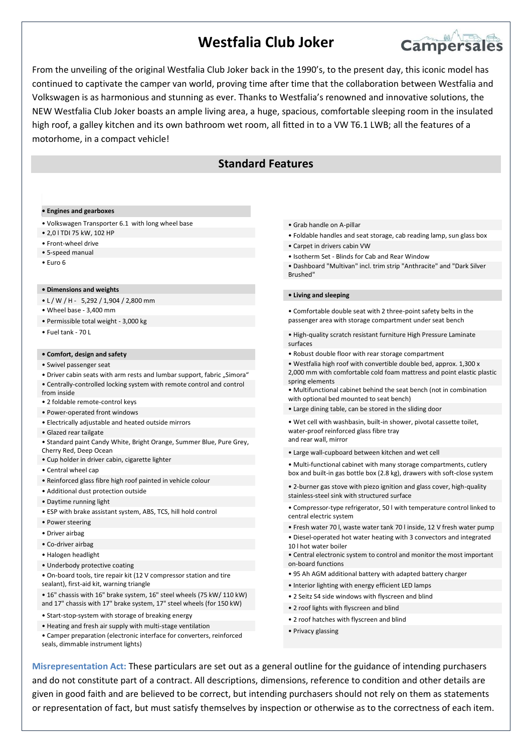# Westfalia Club Joker

From the unveiling of the original Westfalia Club Joker back in the 1990's, to the present day, this iconic model has continued to captivate the camper van world, proving time after time that the collaboration between Westfalia and Volkswagen is as harmonious and stunning as ever. Thanks to Westfalia's renowned and innovative solutions, the NEW Westfalia Club Joker boasts an ample living area, a huge, spacious, comfortable sleeping room in the insulated high roof, a galley kitchen and its own bathroom wet room, all fitted in to a VW T6.1 LWB; all the features of a motorhome, in a compact vehicle!

## Standard Features

**• Engines and gearboxes**

- Volkswagen Transporter 6.1 with long wheel base
- 2,0 l TDI 75 kW, 102 HP
- Front-wheel drive
- 5-speed manual
- Euro 6

**• Dimensions and weights**

- L / W / H - 5,292 / 1,904 / 2,800 mm
- Wheel base - 3,400 mm
- Permissible total weight - 3,000 kg
- Fuel tank - 70 L

**• Comfort, design and safety**

- Swivel passenger seat
- Driver cabin seats with arm rests and lumbar support, fabric „Simora"
- Centrally-controlled locking system with remote control and control from inside
- 2 foldable remote-control keys
- Power-operated front windows
- Electrically adjustable and heated outside mirrors
- Glazed rear tailgate
- Standard paint Candy White, Bright Orange, Summer Blue, Pure Grey, Cherry Red, Deep Ocean
- Cup holder in driver cabin, cigarette lighter
- Central wheel cap
- Reinforced glass fibre high roof painted in vehicle colour
- Additional dust protection outside
- Daytime running light
- ESP with brake assistant system, ABS, TCS, hill hold control
- Power steering
- Driver airbag
- Co-driver airbag
- Halogen headlight
- Underbody protective coating
- On-board tools, tire repair kit (12 V compressor station and tire sealant), first-aid kit, warning triangle
- 16" chassis with 16" brake system, 16" steel wheels (75 kW/ 110 kW) and 17" chassis with 17" brake system, 17" steel wheels (for 150 kW)
- Start-stop-system with storage of breaking energy
- Heating and fresh air supply with multi-stage ventilation
- Camper preparation (electronic interface for converters, reinforced seals, dimmable instrument lights)
- Grab handle on A-pillar
- Foldable handles and seat storage, cab reading lamp, sun glass box
- Carpet in drivers cabin VW
- Isotherm Set - Blinds for Cab and Rear Window
- Dashboard "Multivan" incl. trim strip "Anthracite" and "Dark Silver Brushed"

**• Living and sleeping**

- Comfortable double seat with 2 three-point safety belts in the passenger area with storage compartment under seat bench
- High-quality scratch resistant furniture High Pressure Laminate surfaces
- Robust double floor with rear storage compartment
- Westfalia high roof with convertible double bed, approx. 1,300 x 2,000 mm with comfortable cold foam mattress and point elastic plastic spring elements
- Multifunctional cabinet behind the seat bench (not in combination with optional bed mounted to seat bench)
- Large dining table, can be stored in the sliding door
- Wet cell with washbasin, built-in shower, pivotal cassette toilet, water-proof reinforced glass fibre tray and rear wall, mirror
- Large wall-cupboard between kitchen and wet cell
- Multi-functional cabinet with many storage compartments, cutlery box and built-in gas bottle box (2.8 kg), drawers with soft-close system
- 2-burner gas stove with piezo ignition and glass cover, high-quality stainless-steel sink with structured surface
- Compressor-type refrigerator, 50 l with temperature control linked to central electric system
- Fresh water 70 l, waste water tank 70 l inside, 12 V fresh water pump
- Diesel-operated hot water heating with 3 convectors and integrated 10 l hot water boiler
- Central electronic system to control and monitor the most important on-board functions
- 95 Ah AGM additional battery with adapted battery charger
- Interior lighting with energy efficient LED lamps
- 2 Seitz S4 side windows with flyscreen and blind
- 2 roof lights with flyscreen and blind
- 2 roof hatches with flyscreen and blind
- Privacy glassing

**Misrepresentation Act:** These particulars are set out as a general outline for the guidance of intending purchasers and do not constitute part of a contract. All descriptions, dimensions, reference to condition and other details are given in good faith and are believed to be correct, but intending purchasers should not rely on them as statements or representation of fact, but must satisfy themselves by inspection or otherwise as to the correctness of each item.